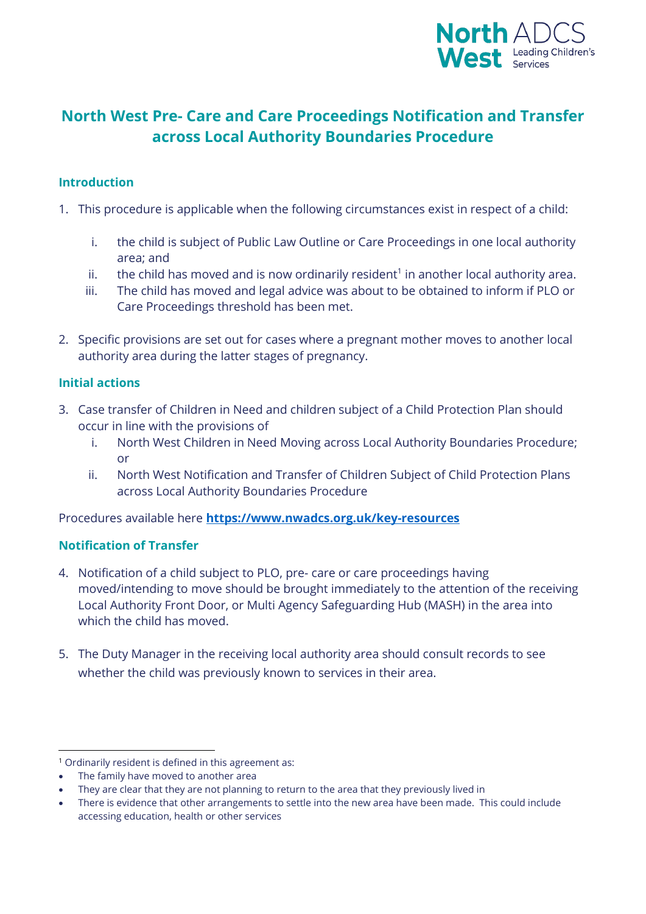# North West Pre- Care and Care Proceedings Notification and Transfer across Local Authority Boundaries Procedure

## Introduction

1. This procedure is applicable when the following circumstances exist in respect of a child:

   i. the child is subject of Public Law Outline or Care Proceedings in one local authority area; and
   
   ii. the child has moved and is now ordinarily resident[1] in another local authority area.
   
   iii. The child has moved and legal advice was about to be obtained to inform if PLO or Care Proceedings threshold has been met.

2. Specific provisions are set out for cases where a pregnant mother moves to another local authority area during the latter stages of pregnancy.

## Initial actions

3. Case transfer of Children in Need and children subject of a Child Protection Plan should occur in line with the provisions of

   i. North West Children in Need Moving across Local Authority Boundaries Procedure; or
   
   ii. North West Notification and Transfer of Children Subject of Child Protection Plans across Local Authority Boundaries Procedure

Procedures available here **https://www.nwadcs.org.uk/key-resources**

## Notification of Transfer

4. Notification of a child subject to PLO, pre- care or care proceedings having moved/intending to move should be brought immediately to the attention of the receiving Local Authority Front Door, or Multi Agency Safeguarding Hub (MASH) in the area into which the child has moved.

5. The Duty Manager in the receiving local authority area should consult records to see whether the child was previously known to services in their area.

---

[1] Ordinarily resident is defined in this agreement as:

- The family have moved to another area
- They are clear that they are not planning to return to the area that they previously lived in
- There is evidence that other arrangements to settle into the new area have been made. This could include accessing education, health or other services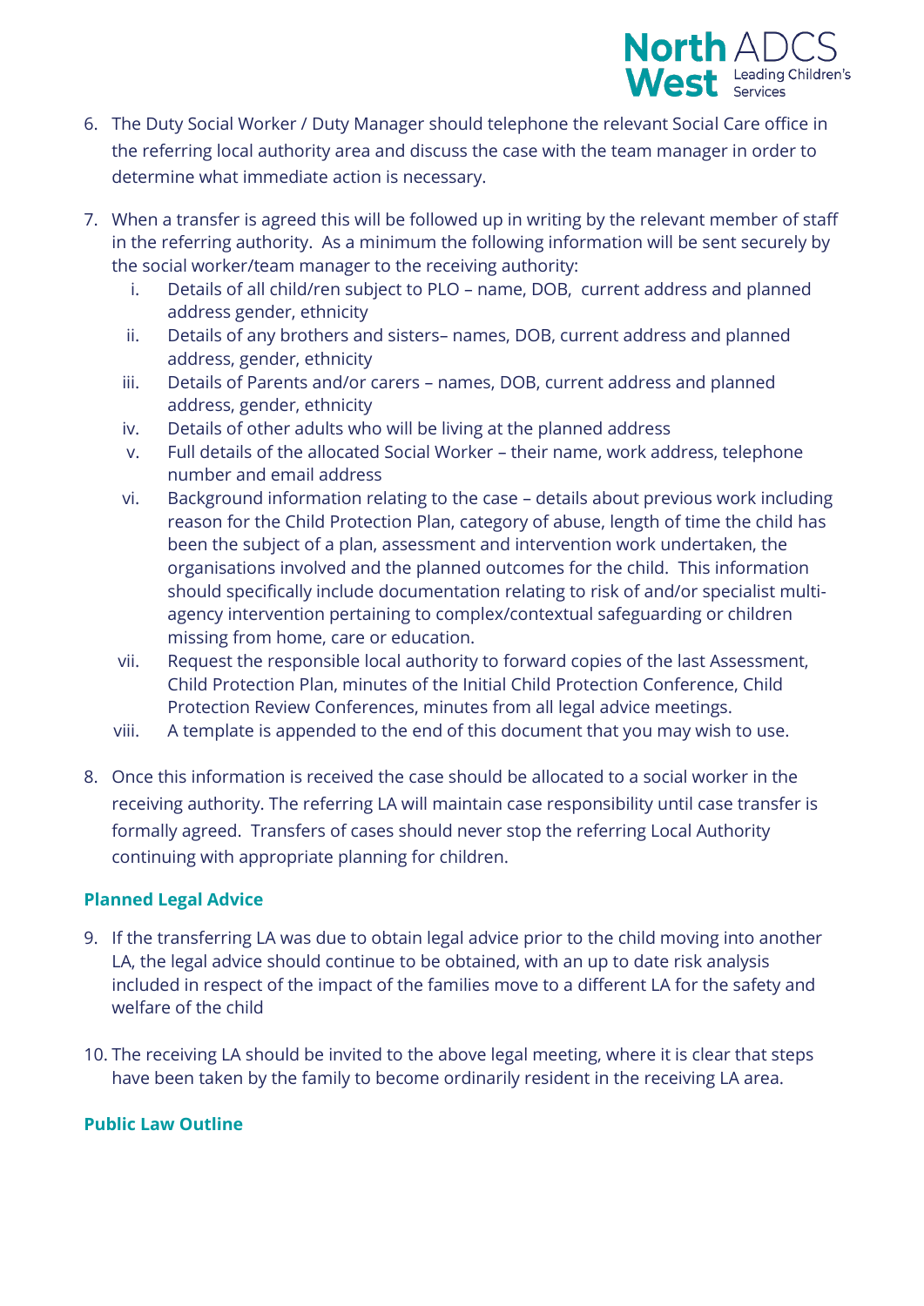6. The Duty Social Worker / Duty Manager should telephone the relevant Social Care office in the referring local authority area and discuss the case with the team manager in order to determine what immediate action is necessary.

7. When a transfer is agreed this will be followed up in writing by the relevant member of staff in the referring authority. As a minimum the following information will be sent securely by the social worker/team manager to the receiving authority:
   i. Details of all child/ren subject to PLO – name, DOB, current address and planned address gender, ethnicity
   ii. Details of any brothers and sisters– names, DOB, current address and planned address, gender, ethnicity
   iii. Details of Parents and/or carers – names, DOB, current address and planned address, gender, ethnicity
   iv. Details of other adults who will be living at the planned address
   v. Full details of the allocated Social Worker – their name, work address, telephone number and email address
   vi. Background information relating to the case – details about previous work including reason for the Child Protection Plan, category of abuse, length of time the child has been the subject of a plan, assessment and intervention work undertaken, the organisations involved and the planned outcomes for the child. This information should specifically include documentation relating to risk of and/or specialist multi-agency intervention pertaining to complex/contextual safeguarding or children missing from home, care or education.
   vii. Request the responsible local authority to forward copies of the last Assessment, Child Protection Plan, minutes of the Initial Child Protection Conference, Child Protection Review Conferences, minutes from all legal advice meetings.
   viii. A template is appended to the end of this document that you may wish to use.

8. Once this information is received the case should be allocated to a social worker in the receiving authority. The referring LA will maintain case responsibility until case transfer is formally agreed. Transfers of cases should never stop the referring Local Authority continuing with appropriate planning for children.

### Planned Legal Advice

9. If the transferring LA was due to obtain legal advice prior to the child moving into another LA, the legal advice should continue to be obtained, with an up to date risk analysis included in respect of the impact of the families move to a different LA for the safety and welfare of the child

10. The receiving LA should be invited to the above legal meeting, where it is clear that steps have been taken by the family to become ordinarily resident in the receiving LA area.

### Public Law Outline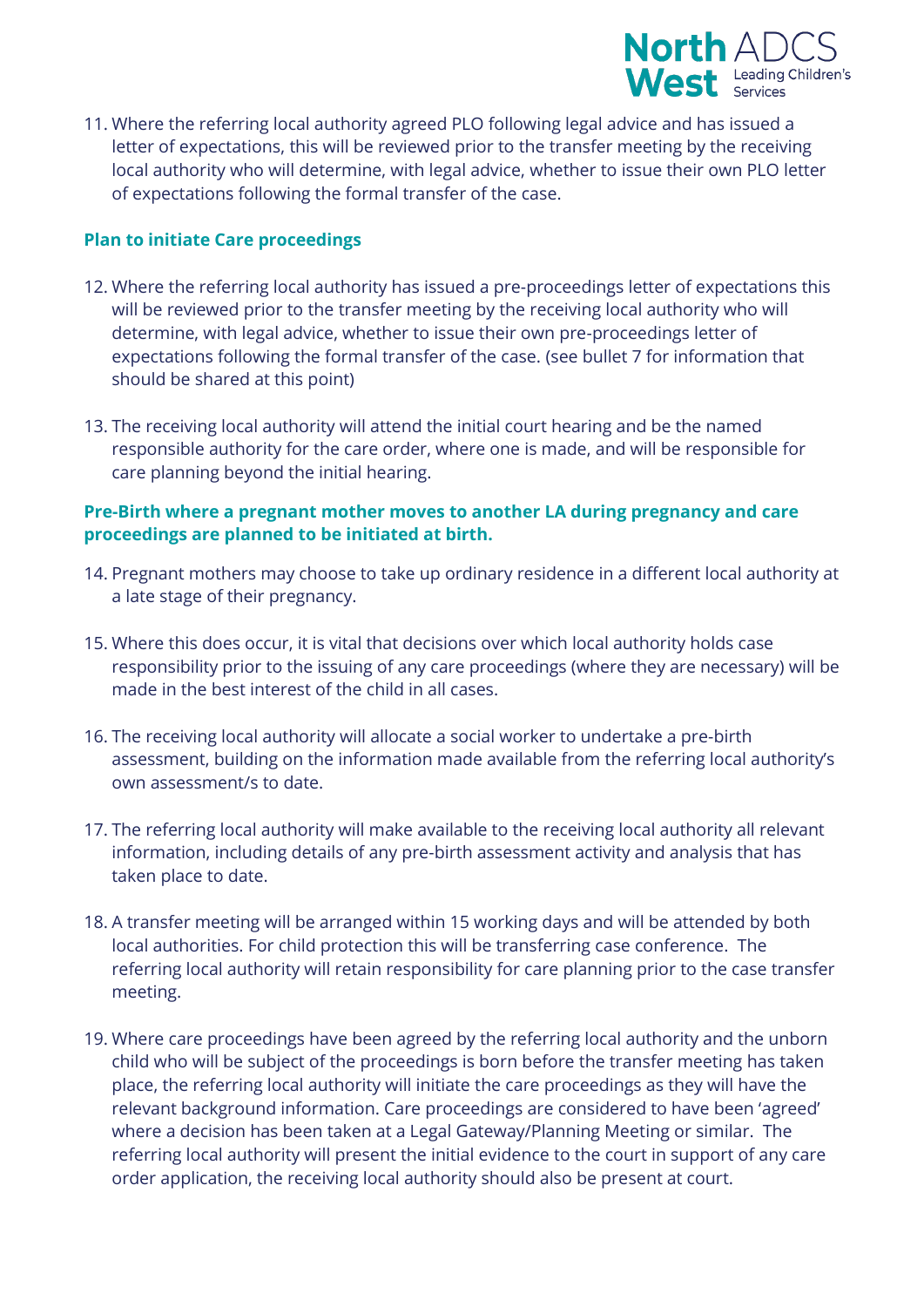11. Where the referring local authority agreed PLO following legal advice and has issued a letter of expectations, this will be reviewed prior to the transfer meeting by the receiving local authority who will determine, with legal advice, whether to issue their own PLO letter of expectations following the formal transfer of the case.

### Plan to initiate Care proceedings

12. Where the referring local authority has issued a pre-proceedings letter of expectations this will be reviewed prior to the transfer meeting by the receiving local authority who will determine, with legal advice, whether to issue their own pre-proceedings letter of expectations following the formal transfer of the case. (see bullet 7 for information that should be shared at this point)

13. The receiving local authority will attend the initial court hearing and be the named responsible authority for the care order, where one is made, and will be responsible for care planning beyond the initial hearing.

### Pre-Birth where a pregnant mother moves to another LA during pregnancy and care proceedings are planned to be initiated at birth.

14. Pregnant mothers may choose to take up ordinary residence in a different local authority at a late stage of their pregnancy.

15. Where this does occur, it is vital that decisions over which local authority holds case responsibility prior to the issuing of any care proceedings (where they are necessary) will be made in the best interest of the child in all cases.

16. The receiving local authority will allocate a social worker to undertake a pre-birth assessment, building on the information made available from the referring local authority's own assessment/s to date.

17. The referring local authority will make available to the receiving local authority all relevant information, including details of any pre-birth assessment activity and analysis that has taken place to date.

18. A transfer meeting will be arranged within 15 working days and will be attended by both local authorities. For child protection this will be transferring case conference. The referring local authority will retain responsibility for care planning prior to the case transfer meeting.

19. Where care proceedings have been agreed by the referring local authority and the unborn child who will be subject of the proceedings is born before the transfer meeting has taken place, the referring local authority will initiate the care proceedings as they will have the relevant background information. Care proceedings are considered to have been 'agreed' where a decision has been taken at a Legal Gateway/Planning Meeting or similar. The referring local authority will present the initial evidence to the court in support of any care order application, the receiving local authority should also be present at court.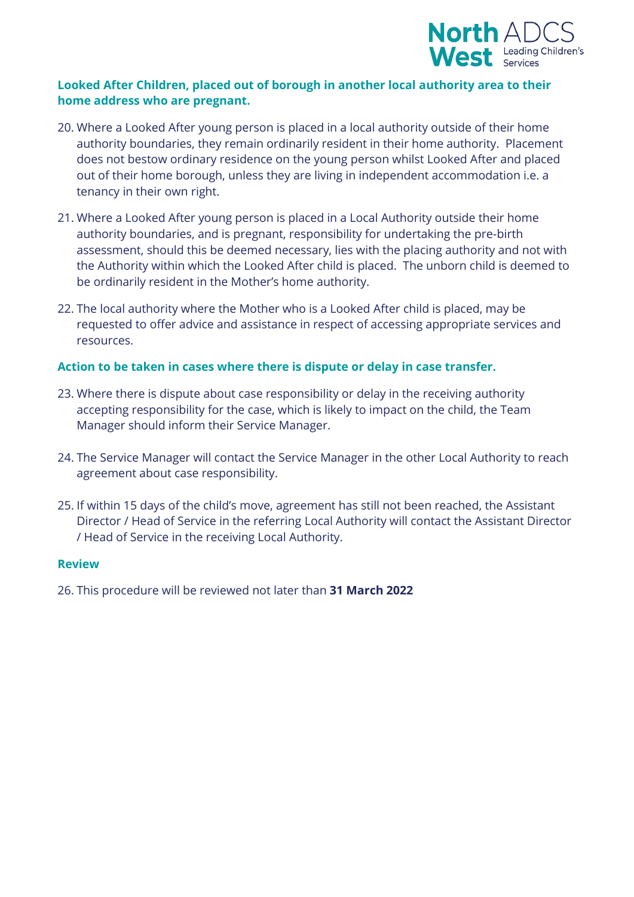### Looked After Children, placed out of borough in another local authority area to their home address who are pregnant.

20. Where a Looked After young person is placed in a local authority outside of their home authority boundaries, they remain ordinarily resident in their home authority. Placement does not bestow ordinary residence on the young person whilst Looked After and placed out of their home borough, unless they are living in independent accommodation i.e. a tenancy in their own right.

21. Where a Looked After young person is placed in a Local Authority outside their home authority boundaries, and is pregnant, responsibility for undertaking the pre-birth assessment, should this be deemed necessary, lies with the placing authority and not with the Authority within which the Looked After child is placed. The unborn child is deemed to be ordinarily resident in the Mother's home authority.

22. The local authority where the Mother who is a Looked After child is placed, may be requested to offer advice and assistance in respect of accessing appropriate services and resources.

### Action to be taken in cases where there is dispute or delay in case transfer.

23. Where there is dispute about case responsibility or delay in the receiving authority accepting responsibility for the case, which is likely to impact on the child, the Team Manager should inform their Service Manager.

24. The Service Manager will contact the Service Manager in the other Local Authority to reach agreement about case responsibility.

25. If within 15 days of the child's move, agreement has still not been reached, the Assistant Director / Head of Service in the referring Local Authority will contact the Assistant Director / Head of Service in the receiving Local Authority.

### Review

26. This procedure will be reviewed not later than **31 March 2022**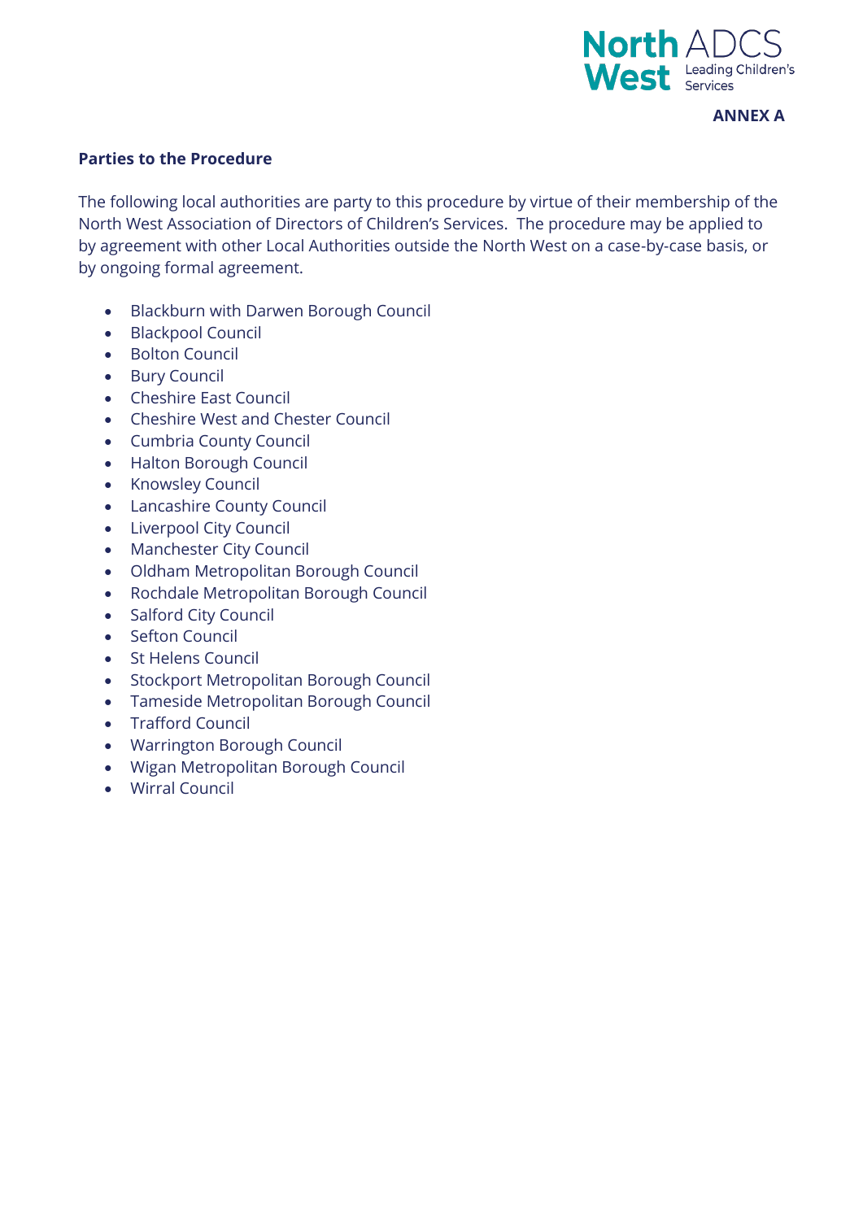**ANNEX A**

**Parties to the Procedure**

The following local authorities are party to this procedure by virtue of their membership of the North West Association of Directors of Children's Services. The procedure may be applied to by agreement with other Local Authorities outside the North West on a case-by-case basis, or by ongoing formal agreement.

- Blackburn with Darwen Borough Council
- Blackpool Council
- Bolton Council
- Bury Council
- Cheshire East Council
- Cheshire West and Chester Council
- Cumbria County Council
- Halton Borough Council
- Knowsley Council
- Lancashire County Council
- Liverpool City Council
- Manchester City Council
- Oldham Metropolitan Borough Council
- Rochdale Metropolitan Borough Council
- Salford City Council
- Sefton Council
- St Helens Council
- Stockport Metropolitan Borough Council
- Tameside Metropolitan Borough Council
- Trafford Council
- Warrington Borough Council
- Wigan Metropolitan Borough Council
- Wirral Council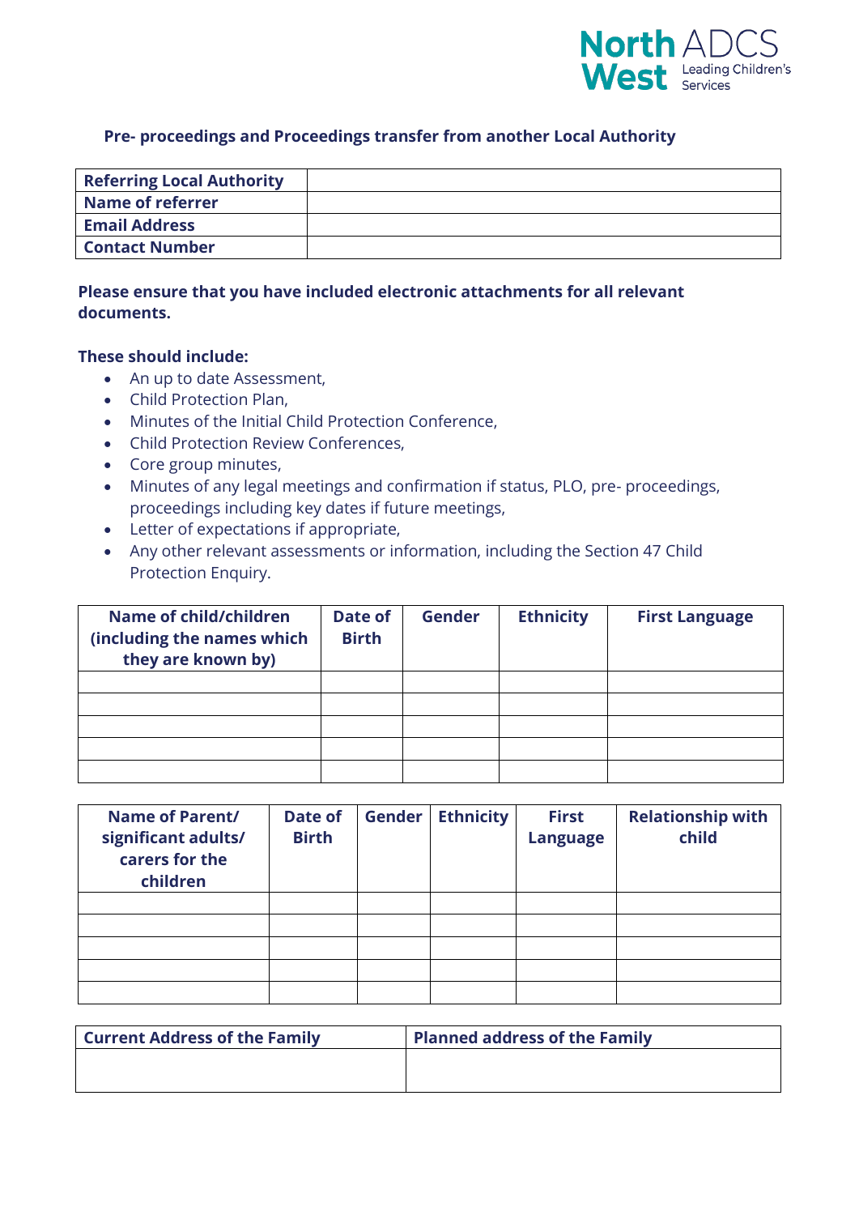## Pre- proceedings and Proceedings transfer from another Local Authority

| **Referring Local Authority** | |
|---|---|
| **Name of referrer** | |
| **Email Address** | |
| **Contact Number** | |

**Please ensure that you have included electronic attachments for all relevant documents.**

**These should include:**

- An up to date Assessment,
- Child Protection Plan,
- Minutes of the Initial Child Protection Conference,
- Child Protection Review Conferences,
- Core group minutes,
- Minutes of any legal meetings and confirmation if status, PLO, pre- proceedings, proceedings including key dates if future meetings,
- Letter of expectations if appropriate,
- Any other relevant assessments or information, including the Section 47 Child Protection Enquiry.

| Name of child/children (including the names which they are known by) | Date of Birth | Gender | Ethnicity | First Language |
|---|---|---|---|---|
| | | | | |
| | | | | |
| | | | | |
| | | | | |
| | | | | |

| Name of Parent/ significant adults/ carers for the children | Date of Birth | Gender | Ethnicity | First Language | Relationship with child |
|---|---|---|---|---|---|
| | | | | | |
| | | | | | |
| | | | | | |
| | | | | | |
| | | | | | |

| Current Address of the Family | Planned address of the Family |
|---|---|
| | |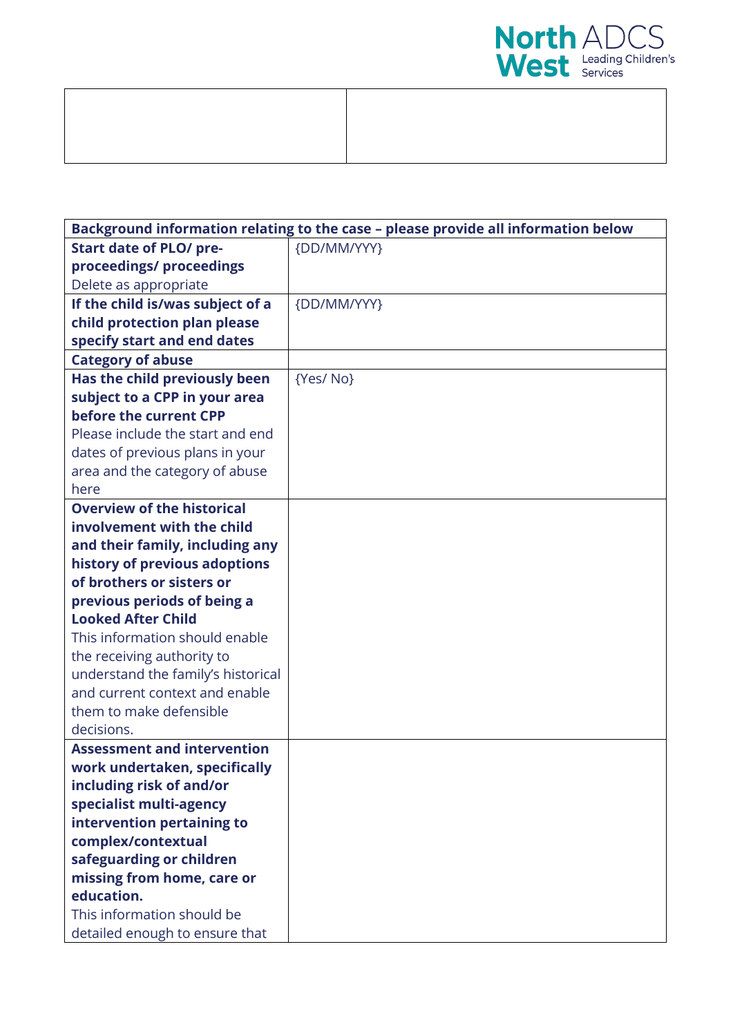| | |
|---|---|
| | |

| Background information relating to the case – please provide all information below | |
|---|---|
| **Start date of PLO/ pre-proceedings/ proceedings**<br>Delete as appropriate | {DD/MM/YYY} |
| **If the child is/was subject of a child protection plan please specify start and end dates** | {DD/MM/YYY} |
| **Category of abuse** | |
| **Has the child previously been subject to a CPP in your area before the current CPP**<br>Please include the start and end dates of previous plans in your area and the category of abuse here | {Yes/ No} |
| **Overview of the historical involvement with the child and their family, including any history of previous adoptions of brothers or sisters or previous periods of being a Looked After Child**<br>This information should enable the receiving authority to understand the family's historical and current context and enable them to make defensible decisions. | |
| **Assessment and intervention work undertaken, specifically including risk of and/or specialist multi-agency intervention pertaining to complex/contextual safeguarding or children missing from home, care or education.**<br>This information should be detailed enough to ensure that | |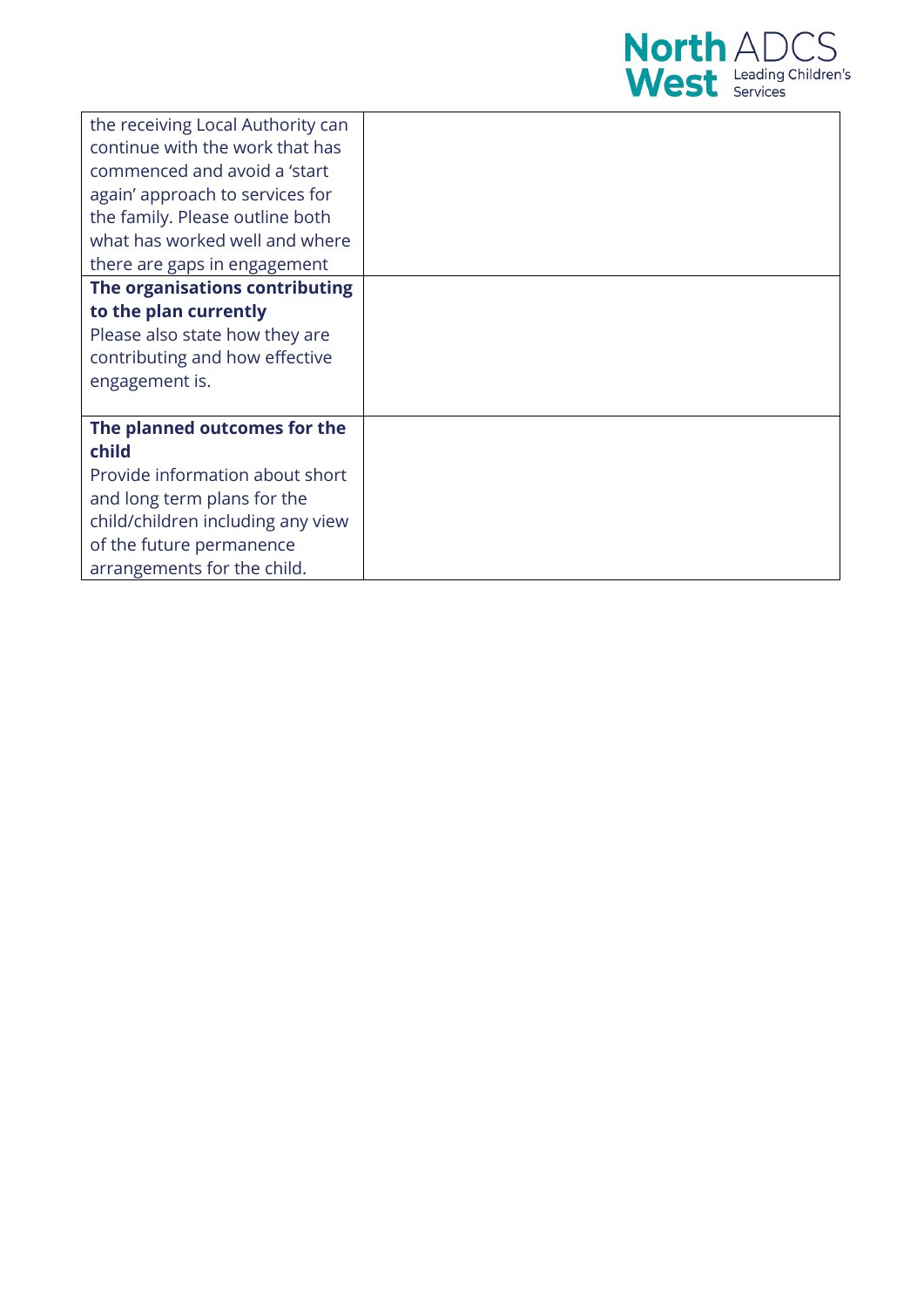| | |
|---|---|
| the receiving Local Authority can continue with the work that has commenced and avoid a 'start again' approach to services for the family. Please outline both what has worked well and where there are gaps in engagement | |
| **The organisations contributing to the plan currently** Please also state how they are contributing and how effective engagement is. | |
| **The planned outcomes for the child** Provide information about short and long term plans for the child/children including any view of the future permanence arrangements for the child. | |